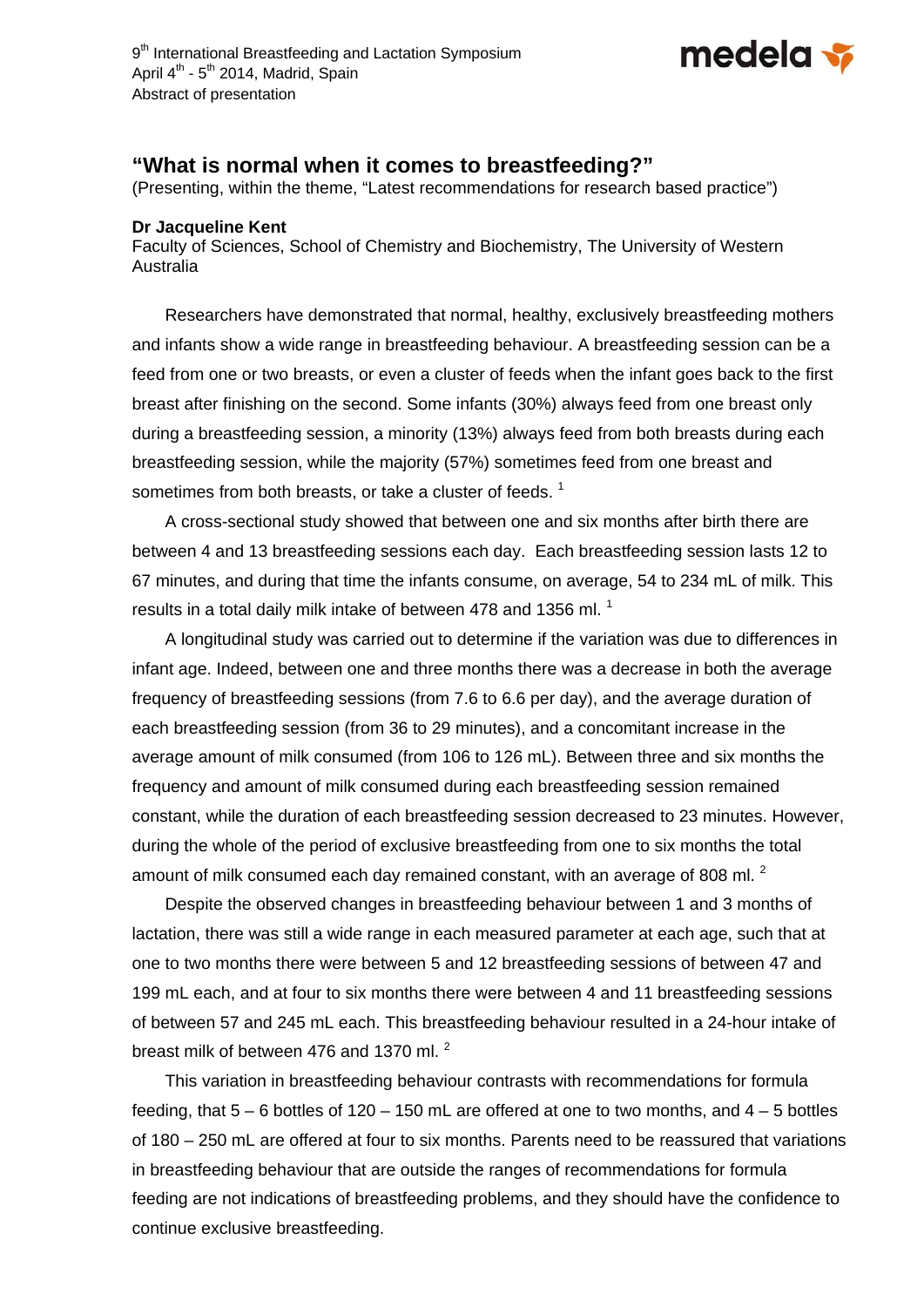9th International Breastfeeding and Lactation Symposium
April 4th - 5th 2014, Madrid, Spain
Abstract of presentation

## "What is normal when it comes to breastfeeding?"

(Presenting, within the theme, "Latest recommendations for research based practice")

**Dr Jacqueline Kent**
Faculty of Sciences, School of Chemistry and Biochemistry, The University of Western Australia

Researchers have demonstrated that normal, healthy, exclusively breastfeeding mothers and infants show a wide range in breastfeeding behaviour. A breastfeeding session can be a feed from one or two breasts, or even a cluster of feeds when the infant goes back to the first breast after finishing on the second. Some infants (30%) always feed from one breast only during a breastfeeding session, a minority (13%) always feed from both breasts during each breastfeeding session, while the majority (57%) sometimes feed from one breast and sometimes from both breasts, or take a cluster of feeds. [1]

A cross-sectional study showed that between one and six months after birth there are between 4 and 13 breastfeeding sessions each day. Each breastfeeding session lasts 12 to 67 minutes, and during that time the infants consume, on average, 54 to 234 mL of milk. This results in a total daily milk intake of between 478 and 1356 ml. [1]

A longitudinal study was carried out to determine if the variation was due to differences in infant age. Indeed, between one and three months there was a decrease in both the average frequency of breastfeeding sessions (from 7.6 to 6.6 per day), and the average duration of each breastfeeding session (from 36 to 29 minutes), and a concomitant increase in the average amount of milk consumed (from 106 to 126 mL). Between three and six months the frequency and amount of milk consumed during each breastfeeding session remained constant, while the duration of each breastfeeding session decreased to 23 minutes. However, during the whole of the period of exclusive breastfeeding from one to six months the total amount of milk consumed each day remained constant, with an average of 808 ml. [2]

Despite the observed changes in breastfeeding behaviour between 1 and 3 months of lactation, there was still a wide range in each measured parameter at each age, such that at one to two months there were between 5 and 12 breastfeeding sessions of between 47 and 199 mL each, and at four to six months there were between 4 and 11 breastfeeding sessions of between 57 and 245 mL each. This breastfeeding behaviour resulted in a 24-hour intake of breast milk of between 476 and 1370 ml. [2]

This variation in breastfeeding behaviour contrasts with recommendations for formula feeding, that 5 – 6 bottles of 120 – 150 mL are offered at one to two months, and 4 – 5 bottles of 180 – 250 mL are offered at four to six months. Parents need to be reassured that variations in breastfeeding behaviour that are outside the ranges of recommendations for formula feeding are not indications of breastfeeding problems, and they should have the confidence to continue exclusive breastfeeding.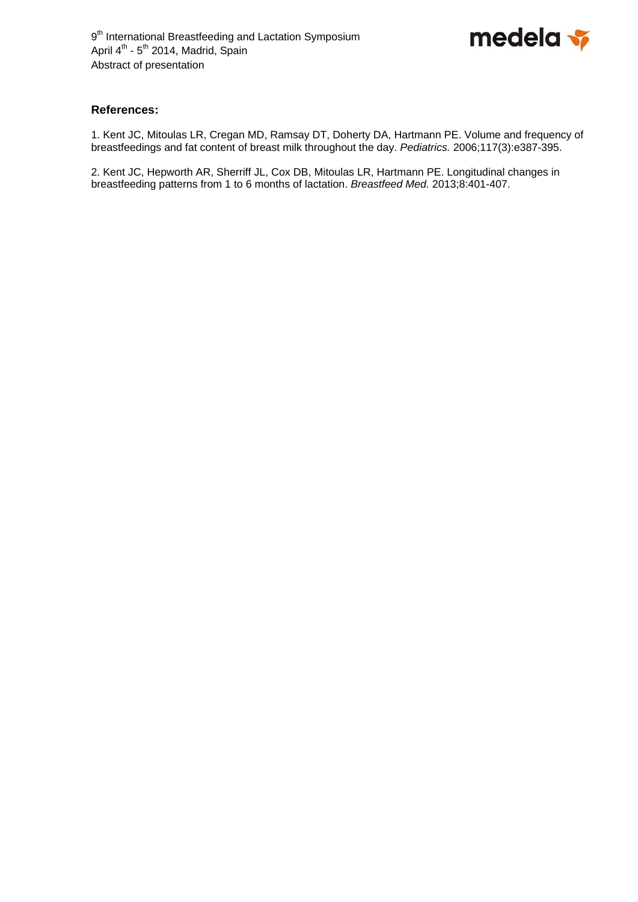**References:**

1. Kent JC, Mitoulas LR, Cregan MD, Ramsay DT, Doherty DA, Hartmann PE. Volume and frequency of breastfeedings and fat content of breast milk throughout the day. *Pediatrics.* 2006;117(3):e387-395.

2. Kent JC, Hepworth AR, Sherriff JL, Cox DB, Mitoulas LR, Hartmann PE. Longitudinal changes in breastfeeding patterns from 1 to 6 months of lactation. *Breastfeed Med.* 2013;8:401-407.